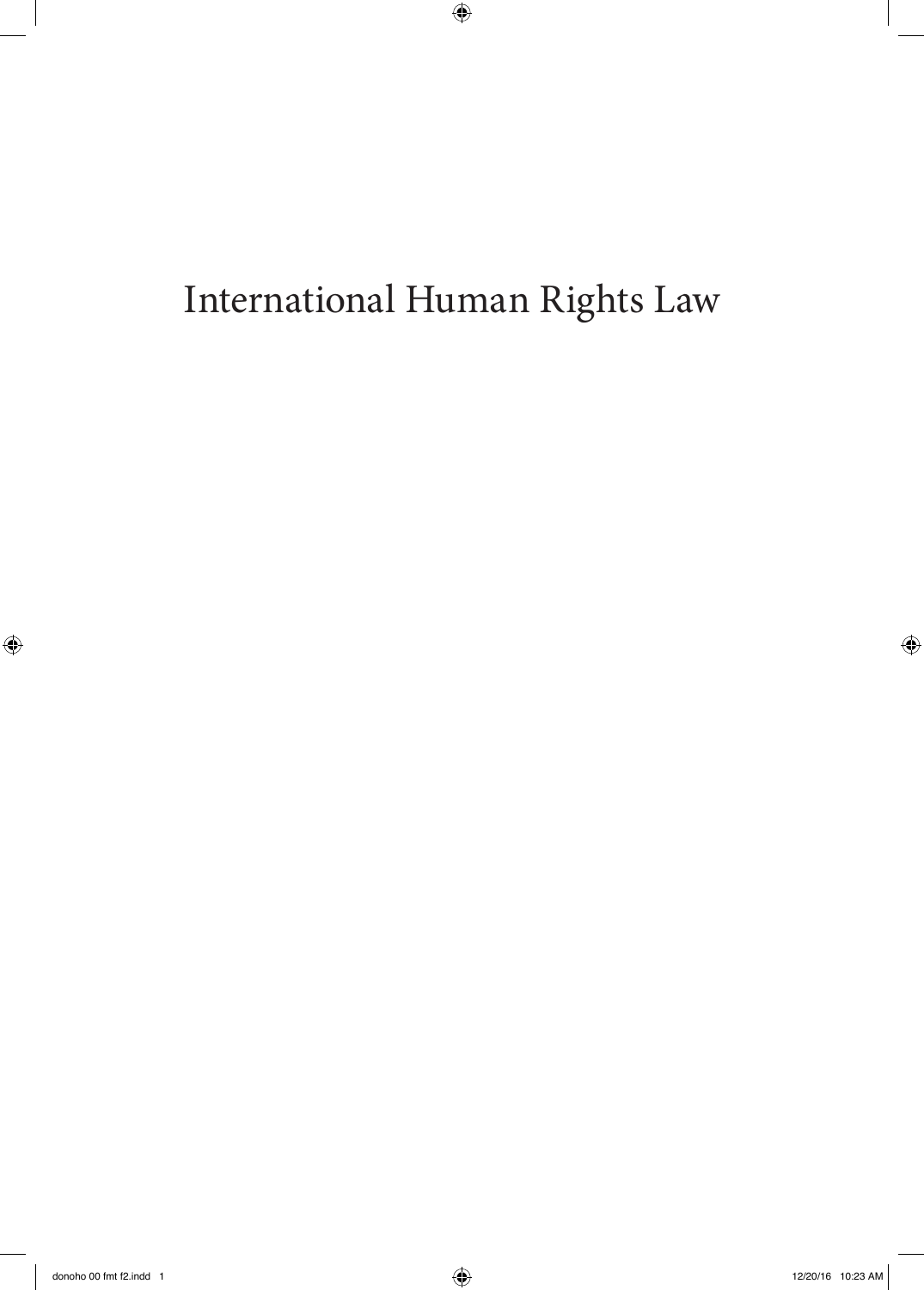# International Human Rights Law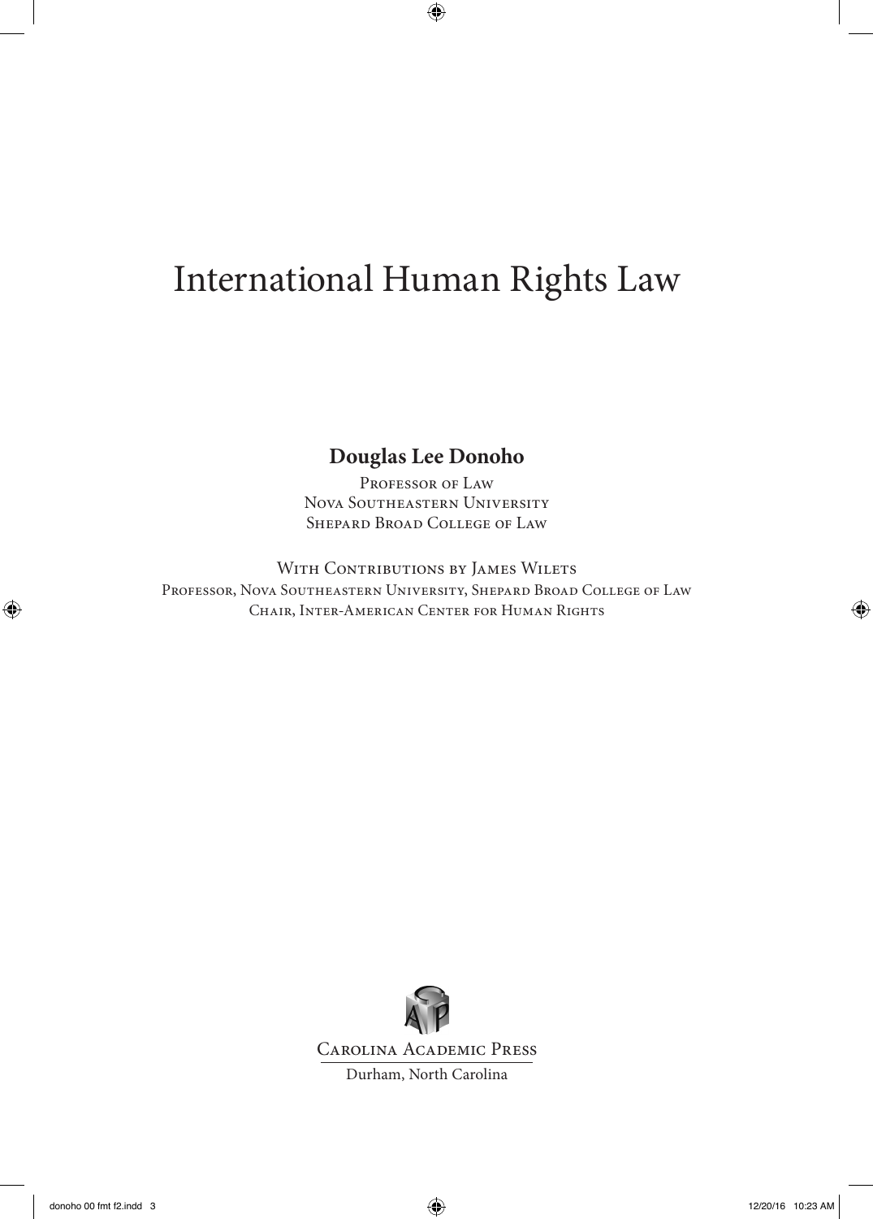# International Human Rights Law

**Douglas Lee Donoho**

Professor of Law
Nova Southeastern University
Shepard Broad College of Law

With Contributions by James Wilets
Professor, Nova Southeastern University, Shepard Broad College of Law
Chair, Inter-American Center for Human Rights

Carolina Academic Press
Durham, North Carolina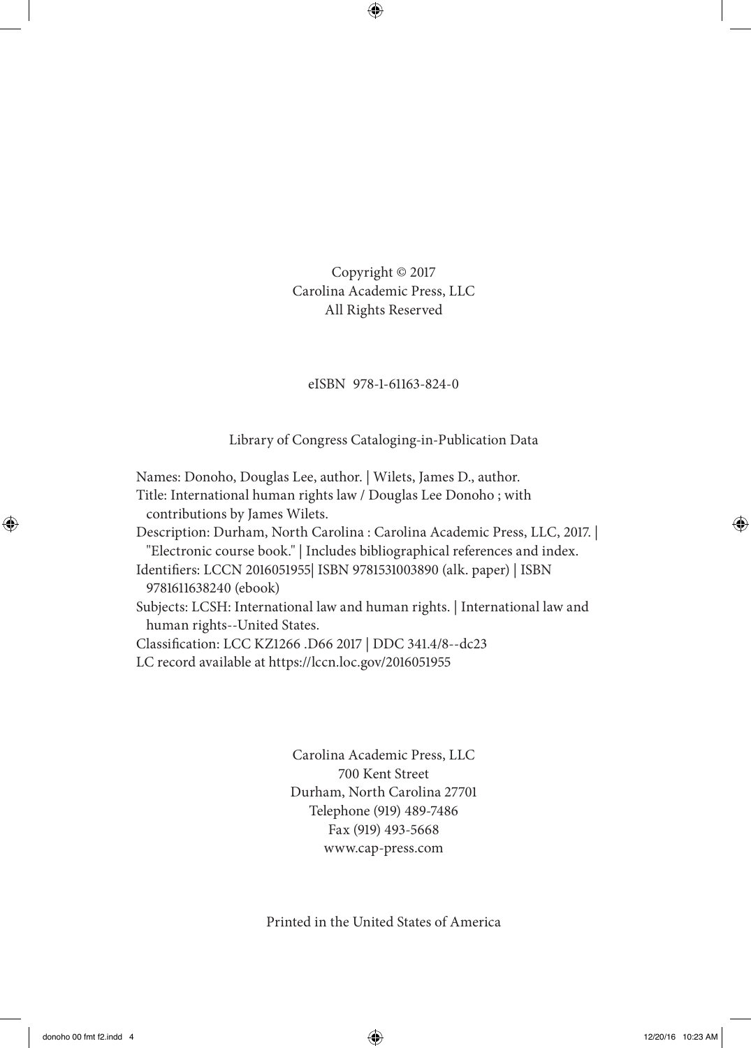Copyright © 2017
Carolina Academic Press, LLC
All Rights Reserved

eISBN 978-1-61163-824-0

Library of Congress Cataloging-in-Publication Data

Names: Donoho, Douglas Lee, author. | Wilets, James D., author.
Title: International human rights law / Douglas Lee Donoho ; with contributions by James Wilets.
Description: Durham, North Carolina : Carolina Academic Press, LLC, 2017. | "Electronic course book." | Includes bibliographical references and index.
Identifiers: LCCN 2016051955| ISBN 9781531003890 (alk. paper) | ISBN 9781611638240 (ebook)
Subjects: LCSH: International law and human rights. | International law and human rights--United States.
Classification: LCC KZ1266 .D66 2017 | DDC 341.4/8--dc23
LC record available at https://lccn.loc.gov/2016051955

Carolina Academic Press, LLC
700 Kent Street
Durham, North Carolina 27701
Telephone (919) 489-7486
Fax (919) 493-5668
www.cap-press.com

Printed in the United States of America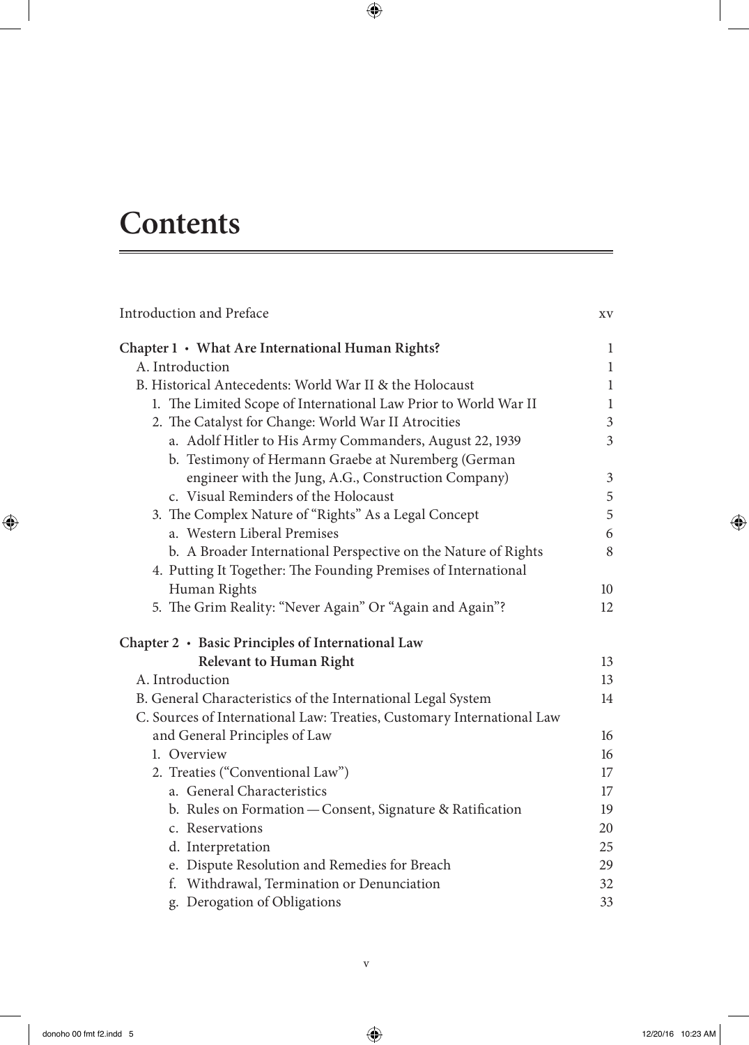# Contents

Introduction and Preface xv

**Chapter 1 · What Are International Human Rights? 1**

- A. Introduction 1
- B. Historical Antecedents: World War II & the Holocaust 1
  - 1. The Limited Scope of International Law Prior to World War II 1
  - 2. The Catalyst for Change: World War II Atrocities 3
    - a. Adolf Hitler to His Army Commanders, August 22, 1939 3
    - b. Testimony of Hermann Graebe at Nuremberg (German engineer with the Jung, A.G., Construction Company) 3
    - c. Visual Reminders of the Holocaust 5
  - 3. The Complex Nature of "Rights" As a Legal Concept 5
    - a. Western Liberal Premises 6
    - b. A Broader International Perspective on the Nature of Rights 8
  - 4. Putting It Together: The Founding Premises of International Human Rights 10
  - 5. The Grim Reality: "Never Again" Or "Again and Again"? 12

**Chapter 2 · Basic Principles of International Law Relevant to Human Right 13**

- A. Introduction 13
- B. General Characteristics of the International Legal System 14
- C. Sources of International Law: Treaties, Customary International Law and General Principles of Law 16
  - 1. Overview 16
  - 2. Treaties ("Conventional Law") 17
    - a. General Characteristics 17
    - b. Rules on Formation — Consent, Signature & Ratification 19
    - c. Reservations 20
    - d. Interpretation 25
    - e. Dispute Resolution and Remedies for Breach 29
    - f. Withdrawal, Termination or Denunciation 32
    - g. Derogation of Obligations 33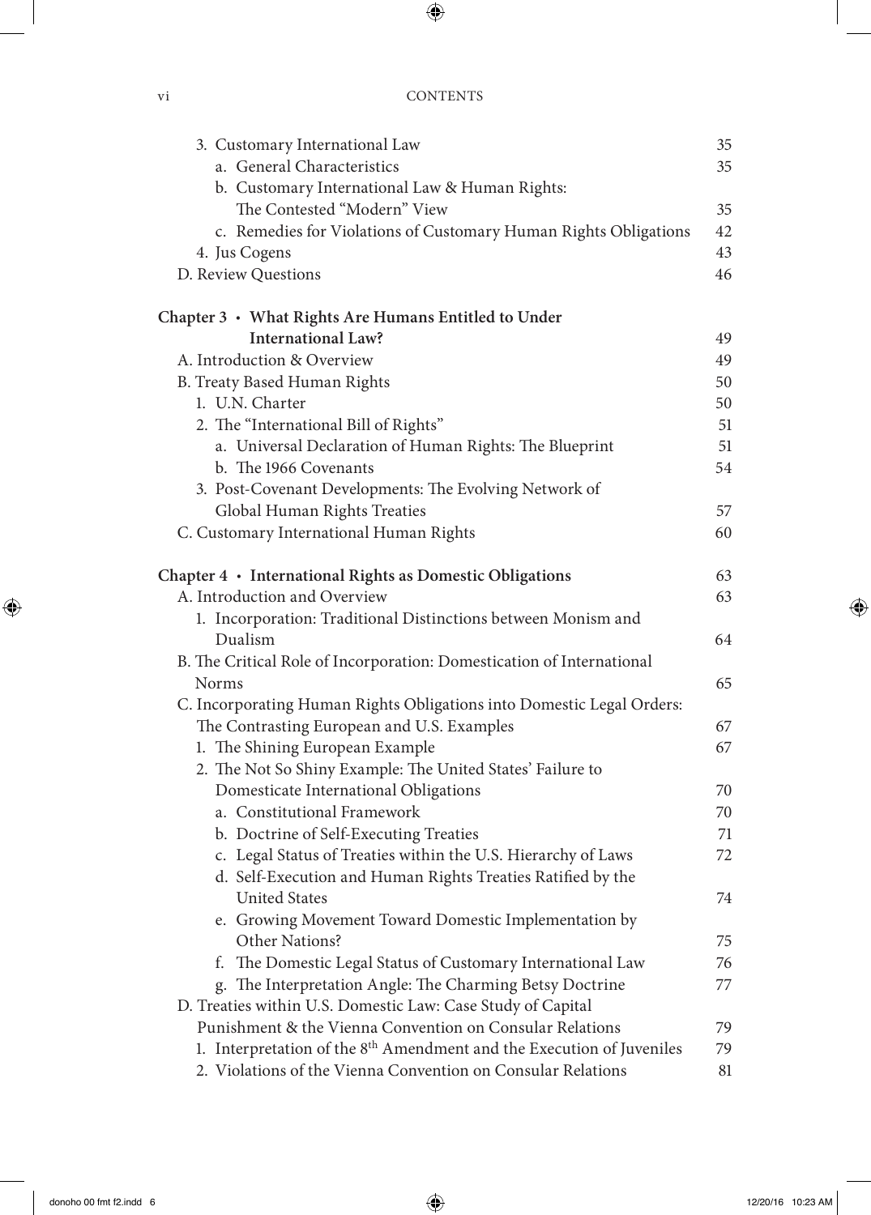3. Customary International Law 35
   a. General Characteristics 35
   b. Customary International Law & Human Rights: The Contested "Modern" View 35
   c. Remedies for Violations of Customary Human Rights Obligations 42
4. Jus Cogens 43

D. Review Questions 46

**Chapter 3 • What Rights Are Humans Entitled to Under International Law?** 49

A. Introduction & Overview 49

B. Treaty Based Human Rights 50
1. U.N. Charter 50
2. The "International Bill of Rights" 51
   a. Universal Declaration of Human Rights: The Blueprint 51
   b. The 1966 Covenants 54
3. Post-Covenant Developments: The Evolving Network of Global Human Rights Treaties 57

C. Customary International Human Rights 60

**Chapter 4 • International Rights as Domestic Obligations** 63

A. Introduction and Overview 63
1. Incorporation: Traditional Distinctions between Monism and Dualism 64

B. The Critical Role of Incorporation: Domestication of International Norms 65

C. Incorporating Human Rights Obligations into Domestic Legal Orders: The Contrasting European and U.S. Examples 67
1. The Shining European Example 67
2. The Not So Shiny Example: The United States' Failure to Domesticate International Obligations 70
   a. Constitutional Framework 70
   b. Doctrine of Self-Executing Treaties 71
   c. Legal Status of Treaties within the U.S. Hierarchy of Laws 72
   d. Self-Execution and Human Rights Treaties Ratified by the United States 74
   e. Growing Movement Toward Domestic Implementation by Other Nations? 75
   f. The Domestic Legal Status of Customary International Law 76
   g. The Interpretation Angle: The Charming Betsy Doctrine 77

D. Treaties within U.S. Domestic Law: Case Study of Capital Punishment & the Vienna Convention on Consular Relations 79
1. Interpretation of the 8th Amendment and the Execution of Juveniles 79
2. Violations of the Vienna Convention on Consular Relations 81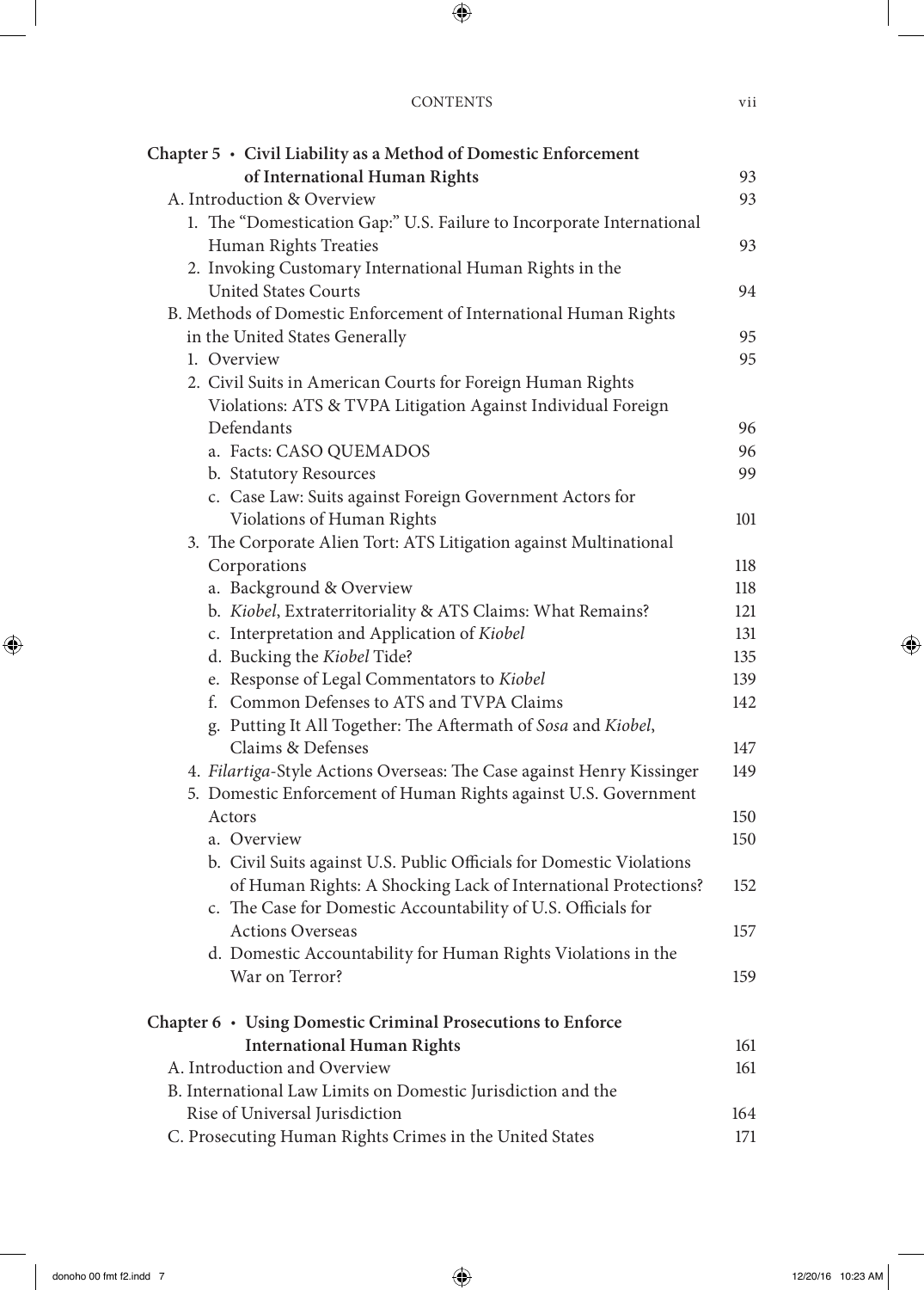**Chapter 5 · Civil Liability as a Method of Domestic Enforcement of International Human Rights** 93

A. Introduction & Overview 93

1. The "Domestication Gap:" U.S. Failure to Incorporate International Human Rights Treaties 93
2. Invoking Customary International Human Rights in the United States Courts 94

B. Methods of Domestic Enforcement of International Human Rights in the United States Generally 95

1. Overview 95
2. Civil Suits in American Courts for Foreign Human Rights Violations: ATS & TVPA Litigation Against Individual Foreign Defendants 96
   - a. Facts: CASO QUEMADOS 96
   - b. Statutory Resources 99
   - c. Case Law: Suits against Foreign Government Actors for Violations of Human Rights 101
3. The Corporate Alien Tort: ATS Litigation against Multinational Corporations 118
   - a. Background & Overview 118
   - b. *Kiobel*, Extraterritoriality & ATS Claims: What Remains? 121
   - c. Interpretation and Application of *Kiobel* 131
   - d. Bucking the *Kiobel* Tide? 135
   - e. Response of Legal Commentators to *Kiobel* 139
   - f. Common Defenses to ATS and TVPA Claims 142
   - g. Putting It All Together: The Aftermath of *Sosa* and *Kiobel*, Claims & Defenses 147
4. *Filartiga*-Style Actions Overseas: The Case against Henry Kissinger 149
5. Domestic Enforcement of Human Rights against U.S. Government Actors 150
   - a. Overview 150
   - b. Civil Suits against U.S. Public Officials for Domestic Violations of Human Rights: A Shocking Lack of International Protections? 152
   - c. The Case for Domestic Accountability of U.S. Officials for Actions Overseas 157
   - d. Domestic Accountability for Human Rights Violations in the War on Terror? 159

**Chapter 6 · Using Domestic Criminal Prosecutions to Enforce International Human Rights** 161

A. Introduction and Overview 161

B. International Law Limits on Domestic Jurisdiction and the Rise of Universal Jurisdiction 164

C. Prosecuting Human Rights Crimes in the United States 171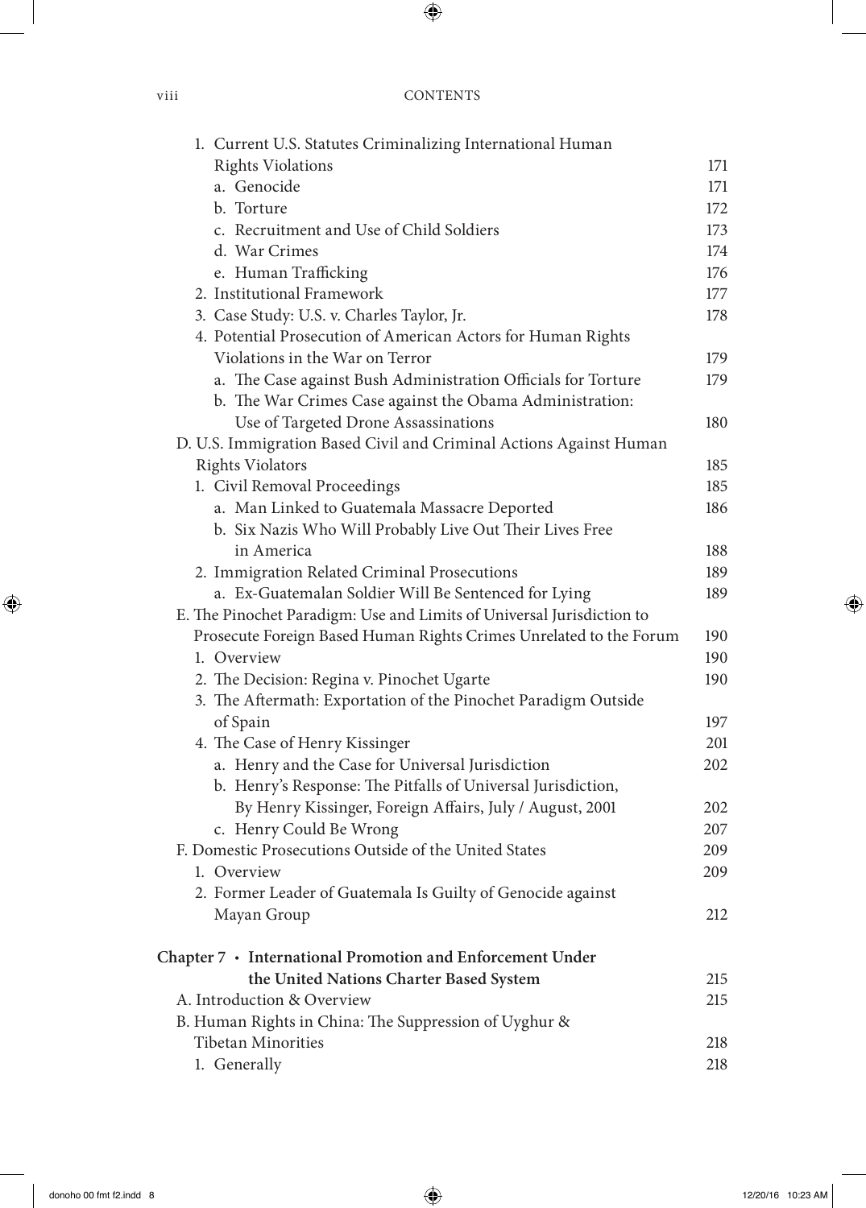1. Current U.S. Statutes Criminalizing International Human Rights Violations 171
   a. Genocide 171
   b. Torture 172
   c. Recruitment and Use of Child Soldiers 173
   d. War Crimes 174
   e. Human Trafficking 176
2. Institutional Framework 177
3. Case Study: U.S. v. Charles Taylor, Jr. 178
4. Potential Prosecution of American Actors for Human Rights Violations in the War on Terror 179
   a. The Case against Bush Administration Officials for Torture 179
   b. The War Crimes Case against the Obama Administration: Use of Targeted Drone Assassinations 180

D. U.S. Immigration Based Civil and Criminal Actions Against Human Rights Violators 185
1. Civil Removal Proceedings 185
   a. Man Linked to Guatemala Massacre Deported 186
   b. Six Nazis Who Will Probably Live Out Their Lives Free in America 188
2. Immigration Related Criminal Prosecutions 189
   a. Ex-Guatemalan Soldier Will Be Sentenced for Lying 189

E. The Pinochet Paradigm: Use and Limits of Universal Jurisdiction to Prosecute Foreign Based Human Rights Crimes Unrelated to the Forum 190
1. Overview 190
2. The Decision: Regina v. Pinochet Ugarte 190
3. The Aftermath: Exportation of the Pinochet Paradigm Outside of Spain 197
4. The Case of Henry Kissinger 201
   a. Henry and the Case for Universal Jurisdiction 202
   b. Henry's Response: The Pitfalls of Universal Jurisdiction, By Henry Kissinger, Foreign Affairs, July / August, 2001 202
   c. Henry Could Be Wrong 207

F. Domestic Prosecutions Outside of the United States 209
1. Overview 209
2. Former Leader of Guatemala Is Guilty of Genocide against Mayan Group 212

**Chapter 7 · International Promotion and Enforcement Under the United Nations Charter Based System** 215

A. Introduction & Overview 215

B. Human Rights in China: The Suppression of Uyghur & Tibetan Minorities 218
1. Generally 218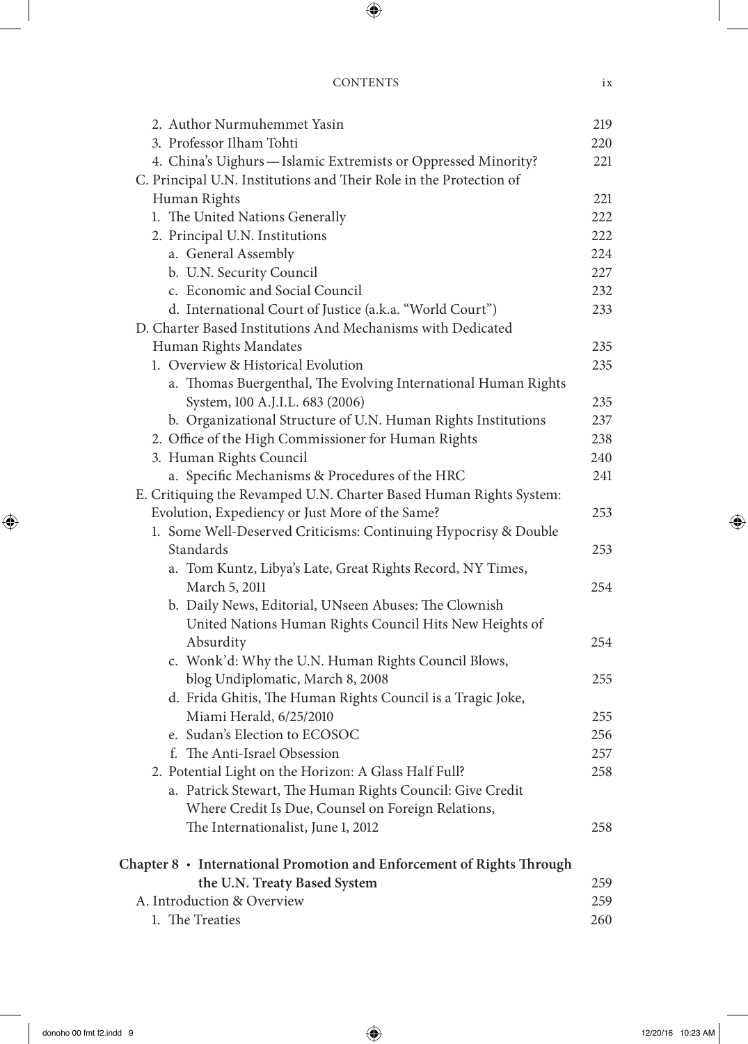2. Author Nurmuhemmet Yasin 219
3. Professor Ilham Tohti 220
4. China's Uighurs — Islamic Extremists or Oppressed Minority? 221

C. Principal U.N. Institutions and Their Role in the Protection of Human Rights 221
1. The United Nations Generally 222
2. Principal U.N. Institutions 222
a. General Assembly 224
b. U.N. Security Council 227
c. Economic and Social Council 232
d. International Court of Justice (a.k.a. "World Court") 233

D. Charter Based Institutions And Mechanisms with Dedicated Human Rights Mandates 235
1. Overview & Historical Evolution 235
a. Thomas Buergenthal, The Evolving International Human Rights System, 100 A.J.I.L. 683 (2006) 235
b. Organizational Structure of U.N. Human Rights Institutions 237
2. Office of the High Commissioner for Human Rights 238
3. Human Rights Council 240
a. Specific Mechanisms & Procedures of the HRC 241

E. Critiquing the Revamped U.N. Charter Based Human Rights System: Evolution, Expediency or Just More of the Same? 253
1. Some Well-Deserved Criticisms: Continuing Hypocrisy & Double Standards 253
a. Tom Kuntz, Libya's Late, Great Rights Record, NY Times, March 5, 2011 254
b. Daily News, Editorial, UNseen Abuses: The Clownish United Nations Human Rights Council Hits New Heights of Absurdity 254
c. Wonk'd: Why the U.N. Human Rights Council Blows, blog Undiplomatic, March 8, 2008 255
d. Frida Ghitis, The Human Rights Council is a Tragic Joke, Miami Herald, 6/25/2010 255
e. Sudan's Election to ECOSOC 256
f. The Anti-Israel Obsession 257
2. Potential Light on the Horizon: A Glass Half Full? 258
a. Patrick Stewart, The Human Rights Council: Give Credit Where Credit Is Due, Counsel on Foreign Relations, The Internationalist, June 1, 2012 258

**Chapter 8 · International Promotion and Enforcement of Rights Through the U.N. Treaty Based System** 259

A. Introduction & Overview 259
1. The Treaties 260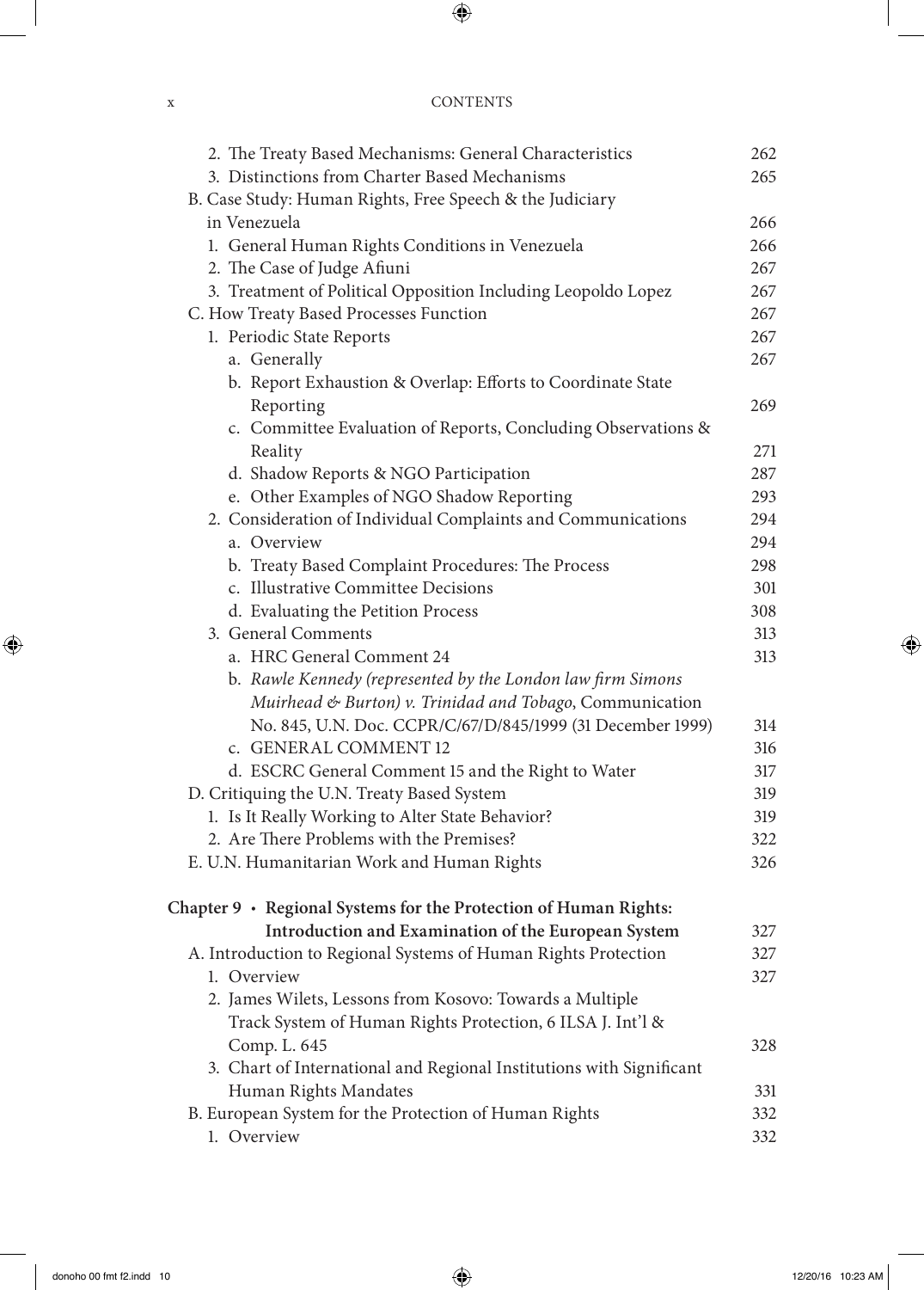2. The Treaty Based Mechanisms: General Characteristics 262
3. Distinctions from Charter Based Mechanisms 265

B. Case Study: Human Rights, Free Speech & the Judiciary in Venezuela 266
1. General Human Rights Conditions in Venezuela 266
2. The Case of Judge Afiuni 267
3. Treatment of Political Opposition Including Leopoldo Lopez 267

C. How Treaty Based Processes Function 267
1. Periodic State Reports 267
a. Generally 267
b. Report Exhaustion & Overlap: Efforts to Coordinate State Reporting 269
c. Committee Evaluation of Reports, Concluding Observations & Reality 271
d. Shadow Reports & NGO Participation 287
e. Other Examples of NGO Shadow Reporting 293
2. Consideration of Individual Complaints and Communications 294
a. Overview 294
b. Treaty Based Complaint Procedures: The Process 298
c. Illustrative Committee Decisions 301
d. Evaluating the Petition Process 308
3. General Comments 313
a. HRC General Comment 24 313
b. *Rawle Kennedy (represented by the London law firm Simons Muirhead & Burton) v. Trinidad and Tobago*, Communication No. 845, U.N. Doc. CCPR/C/67/D/845/1999 (31 December 1999) 314
c. GENERAL COMMENT 12 316
d. ESCRC General Comment 15 and the Right to Water 317

D. Critiquing the U.N. Treaty Based System 319
1. Is It Really Working to Alter State Behavior? 319
2. Are There Problems with the Premises? 322

E. U.N. Humanitarian Work and Human Rights 326

**Chapter 9 • Regional Systems for the Protection of Human Rights: Introduction and Examination of the European System** 327

A. Introduction to Regional Systems of Human Rights Protection 327
1. Overview 327
2. James Wilets, Lessons from Kosovo: Towards a Multiple Track System of Human Rights Protection, 6 ILSA J. Int'l & Comp. L. 645 328
3. Chart of International and Regional Institutions with Significant Human Rights Mandates 331

B. European System for the Protection of Human Rights 332
1. Overview 332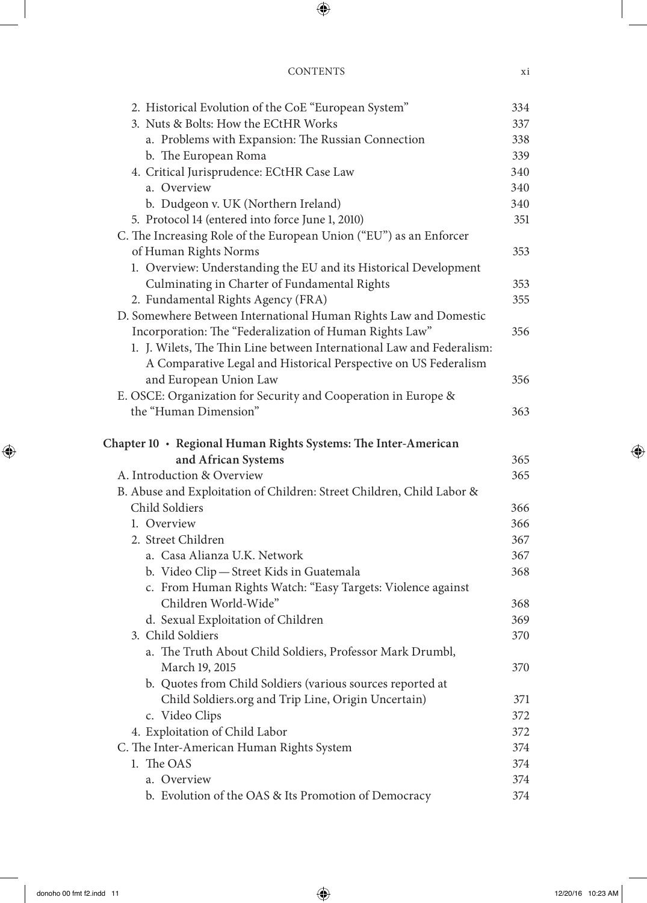2. Historical Evolution of the CoE "European System" 334
3. Nuts & Bolts: How the ECtHR Works 337
   a. Problems with Expansion: The Russian Connection 338
   b. The European Roma 339
4. Critical Jurisprudence: ECtHR Case Law 340
   a. Overview 340
   b. Dudgeon v. UK (Northern Ireland) 340
5. Protocol 14 (entered into force June 1, 2010) 351

C. The Increasing Role of the European Union ("EU") as an Enforcer of Human Rights Norms 353
1. Overview: Understanding the EU and its Historical Development Culminating in Charter of Fundamental Rights 353
2. Fundamental Rights Agency (FRA) 355

D. Somewhere Between International Human Rights Law and Domestic Incorporation: The "Federalization of Human Rights Law" 356
1. J. Wilets, The Thin Line between International Law and Federalism: A Comparative Legal and Historical Perspective on US Federalism and European Union Law 356

E. OSCE: Organization for Security and Cooperation in Europe & the "Human Dimension" 363

**Chapter 10 • Regional Human Rights Systems: The Inter-American and African Systems 365**

A. Introduction & Overview 365

B. Abuse and Exploitation of Children: Street Children, Child Labor & Child Soldiers 366
1. Overview 366
2. Street Children 367
   a. Casa Alianza U.K. Network 367
   b. Video Clip—Street Kids in Guatemala 368
   c. From Human Rights Watch: "Easy Targets: Violence against Children World-Wide" 368
   d. Sexual Exploitation of Children 369
3. Child Soldiers 370
   a. The Truth About Child Soldiers, Professor Mark Drumbl, March 19, 2015 370
   b. Quotes from Child Soldiers (various sources reported at Child Soldiers.org and Trip Line, Origin Uncertain) 371
   c. Video Clips 372
4. Exploitation of Child Labor 372

C. The Inter-American Human Rights System 374
1. The OAS 374
   a. Overview 374
   b. Evolution of the OAS & Its Promotion of Democracy 374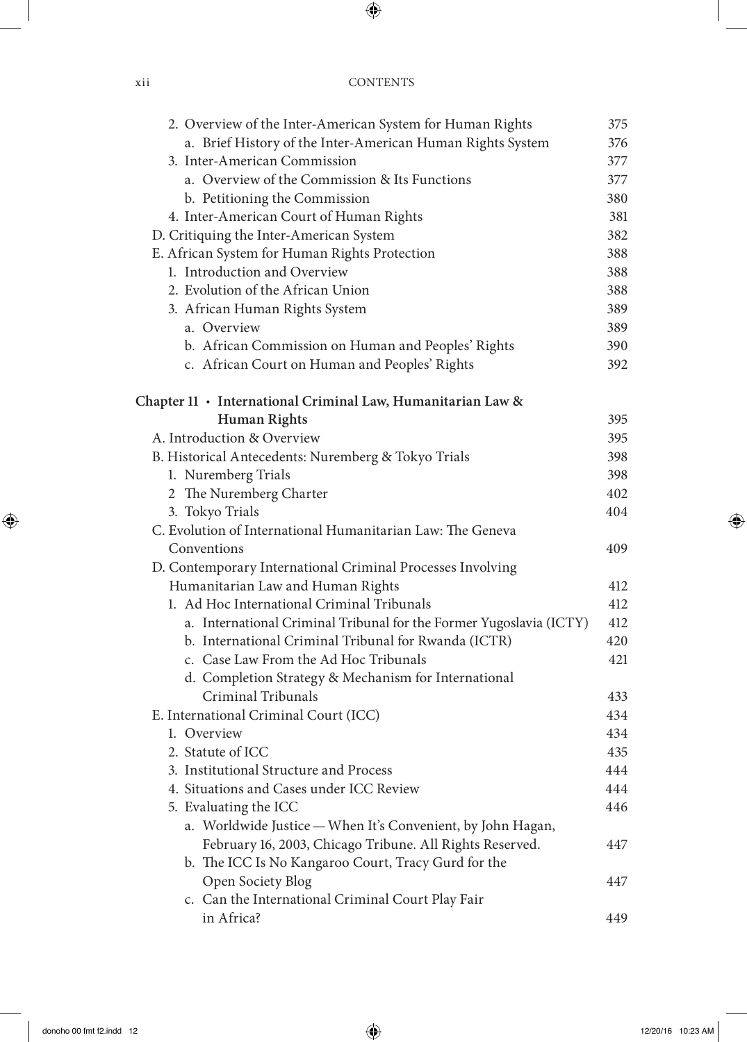2. Overview of the Inter-American System for Human Rights 375
   a. Brief History of the Inter-American Human Rights System 376
3. Inter-American Commission 377
   a. Overview of the Commission & Its Functions 377
   b. Petitioning the Commission 380
4. Inter-American Court of Human Rights 381

D. Critiquing the Inter-American System 382

E. African System for Human Rights Protection 388
1. Introduction and Overview 388
2. Evolution of the African Union 388
3. African Human Rights System 389
   a. Overview 389
   b. African Commission on Human and Peoples' Rights 390
   c. African Court on Human and Peoples' Rights 392

**Chapter 11 • International Criminal Law, Humanitarian Law & Human Rights** 395

A. Introduction & Overview 395

B. Historical Antecedents: Nuremberg & Tokyo Trials 398
1. Nuremberg Trials 398
2. The Nuremberg Charter 402
3. Tokyo Trials 404

C. Evolution of International Humanitarian Law: The Geneva Conventions 409

D. Contemporary International Criminal Processes Involving Humanitarian Law and Human Rights 412
1. Ad Hoc International Criminal Tribunals 412
   a. International Criminal Tribunal for the Former Yugoslavia (ICTY) 412
   b. International Criminal Tribunal for Rwanda (ICTR) 420
   c. Case Law From the Ad Hoc Tribunals 421
   d. Completion Strategy & Mechanism for International Criminal Tribunals 433

E. International Criminal Court (ICC) 434
1. Overview 434
2. Statute of ICC 435
3. Institutional Structure and Process 444
4. Situations and Cases under ICC Review 444
5. Evaluating the ICC 446
   a. Worldwide Justice — When It's Convenient, by John Hagan, February 16, 2003, Chicago Tribune. All Rights Reserved. 447
   b. The ICC Is No Kangaroo Court, Tracy Gurd for the Open Society Blog 447
   c. Can the International Criminal Court Play Fair in Africa? 449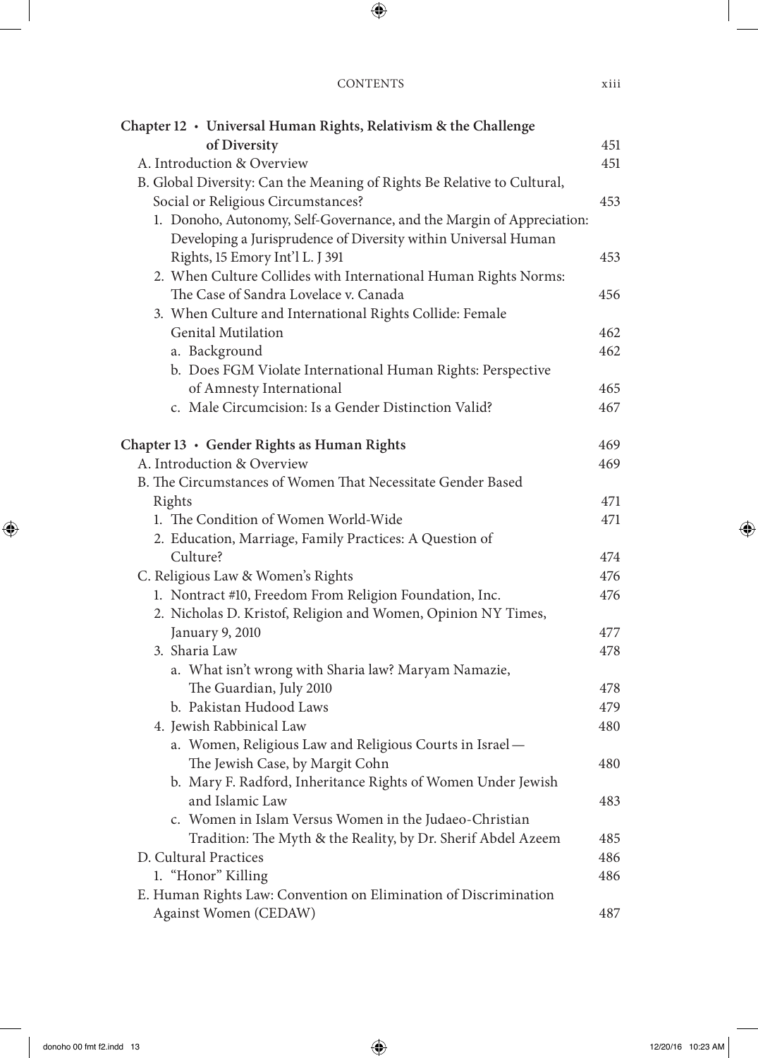**Chapter 12 · Universal Human Rights, Relativism & the Challenge of Diversity** 451

A. Introduction & Overview 451

B. Global Diversity: Can the Meaning of Rights Be Relative to Cultural, Social or Religious Circumstances? 453

1. Donoho, Autonomy, Self-Governance, and the Margin of Appreciation: Developing a Jurisprudence of Diversity within Universal Human Rights, 15 Emory Int'l L. J 391 453
2. When Culture Collides with International Human Rights Norms: The Case of Sandra Lovelace v. Canada 456
3. When Culture and International Rights Collide: Female Genital Mutilation 462
   a. Background 462
   b. Does FGM Violate International Human Rights: Perspective of Amnesty International 465
   c. Male Circumcision: Is a Gender Distinction Valid? 467

**Chapter 13 · Gender Rights as Human Rights** 469

A. Introduction & Overview 469

B. The Circumstances of Women That Necessitate Gender Based Rights 471

1. The Condition of Women World-Wide 471
2. Education, Marriage, Family Practices: A Question of Culture? 474

C. Religious Law & Women's Rights 476

1. Nontract #10, Freedom From Religion Foundation, Inc. 476
2. Nicholas D. Kristof, Religion and Women, Opinion NY Times, January 9, 2010 477
3. Sharia Law 478
   a. What isn't wrong with Sharia law? Maryam Namazie, The Guardian, July 2010 478
   b. Pakistan Hudood Laws 479
4. Jewish Rabbinical Law 480
   a. Women, Religious Law and Religious Courts in Israel — The Jewish Case, by Margit Cohn 480
   b. Mary F. Radford, Inheritance Rights of Women Under Jewish and Islamic Law 483
   c. Women in Islam Versus Women in the Judaeo-Christian Tradition: The Myth & the Reality, by Dr. Sherif Abdel Azeem 485

D. Cultural Practices 486

1. "Honor" Killing 486

E. Human Rights Law: Convention on Elimination of Discrimination Against Women (CEDAW) 487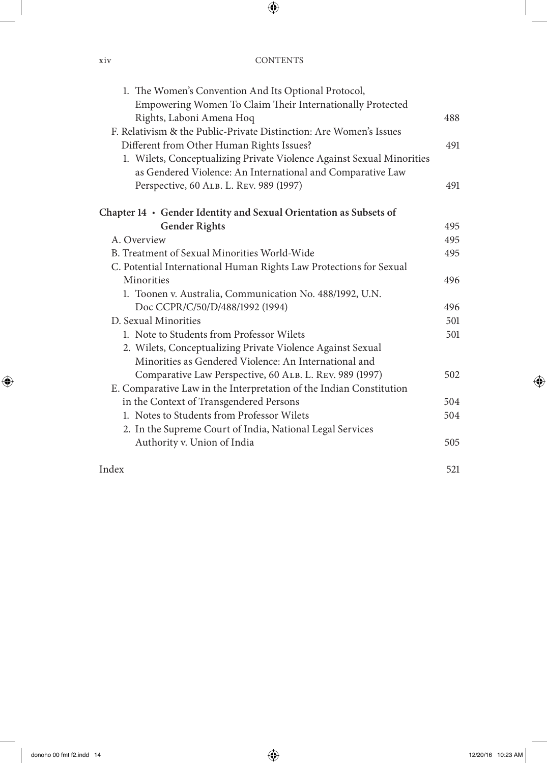1. The Women's Convention And Its Optional Protocol, Empowering Women To Claim Their Internationally Protected Rights, Laboni Amena Hoq — 488

F. Relativism & the Public-Private Distinction: Are Women's Issues Different from Other Human Rights Issues? — 491

1. Wilets, Conceptualizing Private Violence Against Sexual Minorities as Gendered Violence: An International and Comparative Law Perspective, 60 Alb. L. Rev. 989 (1997) — 491

**Chapter 14 · Gender Identity and Sexual Orientation as Subsets of Gender Rights** — 495

A. Overview — 495

B. Treatment of Sexual Minorities World-Wide — 495

C. Potential International Human Rights Law Protections for Sexual Minorities — 496

1. Toonen v. Australia, Communication No. 488/1992, U.N. Doc CCPR/C/50/D/488/1992 (1994) — 496

D. Sexual Minorities — 501

1. Note to Students from Professor Wilets — 501
2. Wilets, Conceptualizing Private Violence Against Sexual Minorities as Gendered Violence: An International and Comparative Law Perspective, 60 Alb. L. Rev. 989 (1997) — 502

E. Comparative Law in the Interpretation of the Indian Constitution in the Context of Transgendered Persons — 504

1. Notes to Students from Professor Wilets — 504
2. In the Supreme Court of India, National Legal Services Authority v. Union of India — 505

Index — 521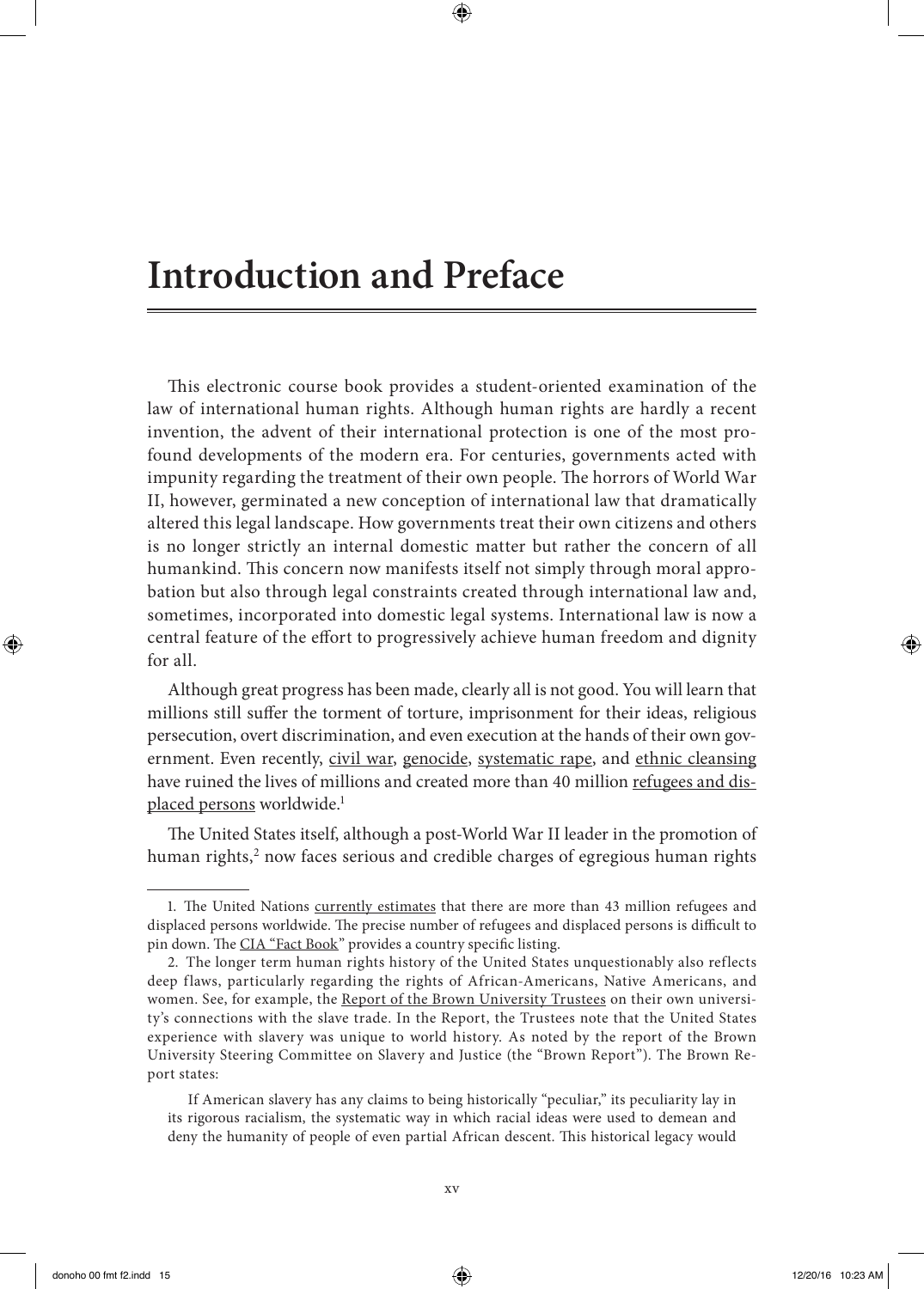# Introduction and Preface

This electronic course book provides a student-oriented examination of the law of international human rights. Although human rights are hardly a recent invention, the advent of their international protection is one of the most profound developments of the modern era. For centuries, governments acted with impunity regarding the treatment of their own people. The horrors of World War II, however, germinated a new conception of international law that dramatically altered this legal landscape. How governments treat their own citizens and others is no longer strictly an internal domestic matter but rather the concern of all humankind. This concern now manifests itself not simply through moral approbation but also through legal constraints created through international law and, sometimes, incorporated into domestic legal systems. International law is now a central feature of the effort to progressively achieve human freedom and dignity for all.

Although great progress has been made, clearly all is not good. You will learn that millions still suffer the torment of torture, imprisonment for their ideas, religious persecution, overt discrimination, and even execution at the hands of their own government. Even recently, civil war, genocide, systematic rape, and ethnic cleansing have ruined the lives of millions and created more than 40 million refugees and displaced persons worldwide.[1]

The United States itself, although a post-World War II leader in the promotion of human rights,[2] now faces serious and credible charges of egregious human rights

---

1. The United Nations currently estimates that there are more than 43 million refugees and displaced persons worldwide. The precise number of refugees and displaced persons is difficult to pin down. The CIA "Fact Book" provides a country specific listing.

2. The longer term human rights history of the United States unquestionably also reflects deep flaws, particularly regarding the rights of African-Americans, Native Americans, and women. See, for example, the Report of the Brown University Trustees on their own university's connections with the slave trade. In the Report, the Trustees note that the United States experience with slavery was unique to world history. As noted by the report of the Brown University Steering Committee on Slavery and Justice (the "Brown Report"). The Brown Report states:

> If American slavery has any claims to being historically "peculiar," its peculiarity lay in its rigorous racialism, the systematic way in which racial ideas were used to demean and deny the humanity of people of even partial African descent. This historical legacy would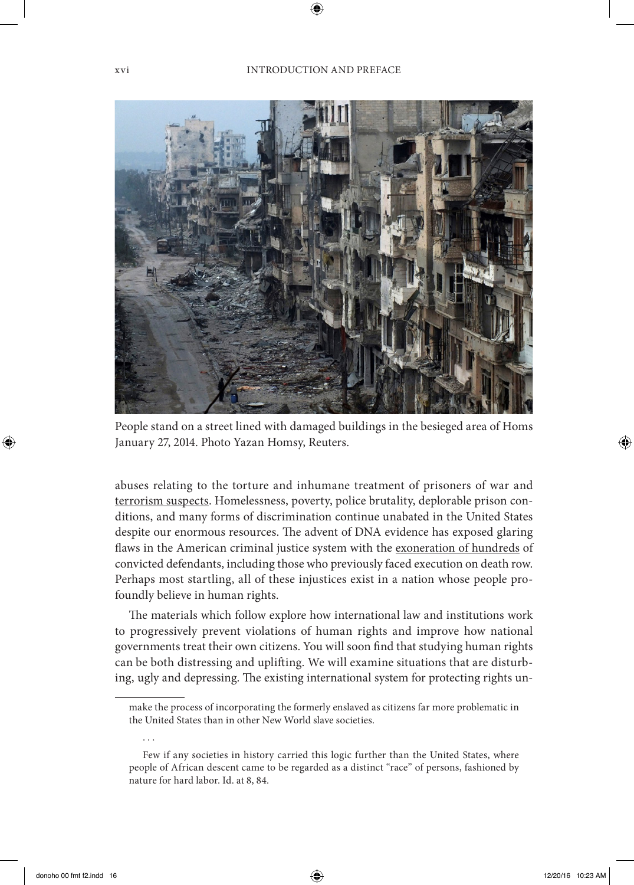People stand on a street lined with damaged buildings in the besieged area of Homs January 27, 2014. Photo Yazan Homsy, Reuters.

abuses relating to the torture and inhumane treatment of prisoners of war and terrorism suspects. Homelessness, poverty, police brutality, deplorable prison conditions, and many forms of discrimination continue unabated in the United States despite our enormous resources. The advent of DNA evidence has exposed glaring flaws in the American criminal justice system with the exoneration of hundreds of convicted defendants, including those who previously faced execution on death row. Perhaps most startling, all of these injustices exist in a nation whose people profoundly believe in human rights.

The materials which follow explore how international law and institutions work to progressively prevent violations of human rights and improve how national governments treat their own citizens. You will soon find that studying human rights can be both distressing and uplifting. We will examine situations that are disturbing, ugly and depressing. The existing international system for protecting rights un-

---

make the process of incorporating the formerly enslaved as citizens far more problematic in the United States than in other New World slave societies.

. . .

Few if any societies in history carried this logic further than the United States, where people of African descent came to be regarded as a distinct "race" of persons, fashioned by nature for hard labor. Id. at 8, 84.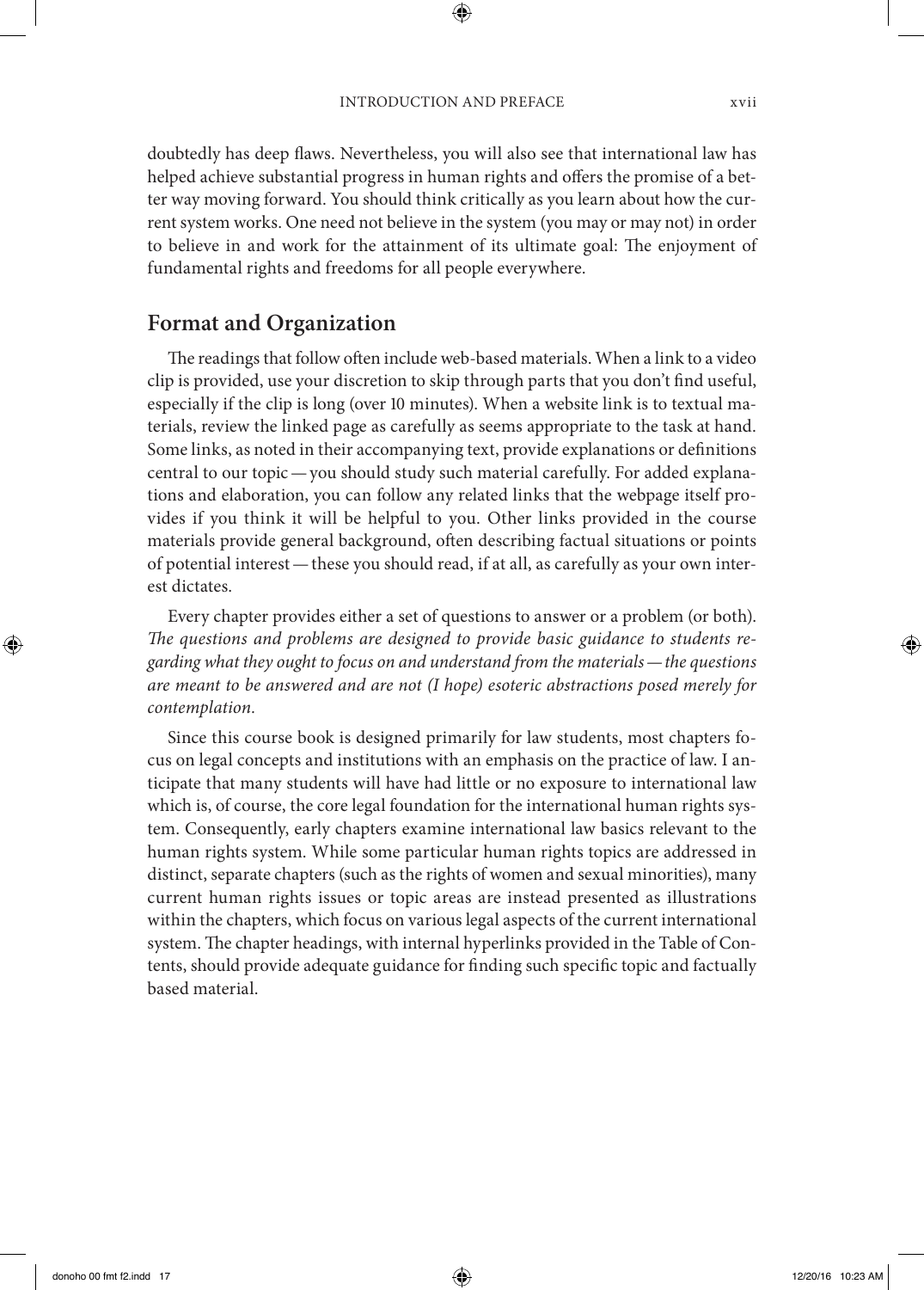doubtedly has deep flaws. Nevertheless, you will also see that international law has helped achieve substantial progress in human rights and offers the promise of a better way moving forward. You should think critically as you learn about how the current system works. One need not believe in the system (you may or may not) in order to believe in and work for the attainment of its ultimate goal: The enjoyment of fundamental rights and freedoms for all people everywhere.

## Format and Organization

The readings that follow often include web-based materials. When a link to a video clip is provided, use your discretion to skip through parts that you don't find useful, especially if the clip is long (over 10 minutes). When a website link is to textual materials, review the linked page as carefully as seems appropriate to the task at hand. Some links, as noted in their accompanying text, provide explanations or definitions central to our topic — you should study such material carefully. For added explanations and elaboration, you can follow any related links that the webpage itself provides if you think it will be helpful to you. Other links provided in the course materials provide general background, often describing factual situations or points of potential interest — these you should read, if at all, as carefully as your own interest dictates.

Every chapter provides either a set of questions to answer or a problem (or both). *The questions and problems are designed to provide basic guidance to students regarding what they ought to focus on and understand from the materials — the questions are meant to be answered and are not (I hope) esoteric abstractions posed merely for contemplation.*

Since this course book is designed primarily for law students, most chapters focus on legal concepts and institutions with an emphasis on the practice of law. I anticipate that many students will have had little or no exposure to international law which is, of course, the core legal foundation for the international human rights system. Consequently, early chapters examine international law basics relevant to the human rights system. While some particular human rights topics are addressed in distinct, separate chapters (such as the rights of women and sexual minorities), many current human rights issues or topic areas are instead presented as illustrations within the chapters, which focus on various legal aspects of the current international system. The chapter headings, with internal hyperlinks provided in the Table of Contents, should provide adequate guidance for finding such specific topic and factually based material.